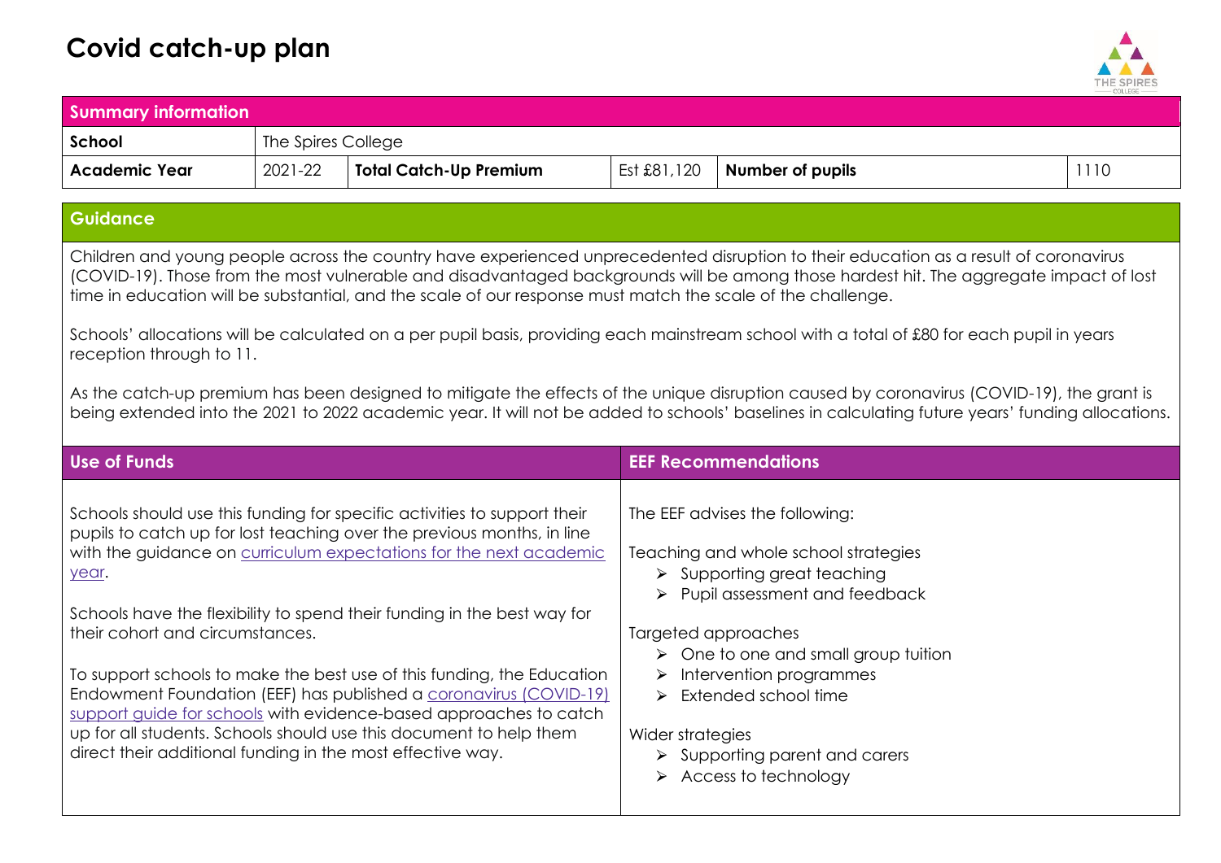# Covid catch-up plan

| Summary information | | | | | |
|---|---|---|---|---|---|
| **School** | The Spires College | | | | |
| **Academic Year** | 2021-22 | **Total Catch-Up Premium** | Est £81,120 | **Number of pupils** | 1110 |

## Guidance

Children and young people across the country have experienced unprecedented disruption to their education as a result of coronavirus (COVID-19). Those from the most vulnerable and disadvantaged backgrounds will be among those hardest hit. The aggregate impact of lost time in education will be substantial, and the scale of our response must match the scale of the challenge.

Schools' allocations will be calculated on a per pupil basis, providing each mainstream school with a total of £80 for each pupil in years reception through to 11.

As the catch-up premium has been designed to mitigate the effects of the unique disruption caused by coronavirus (COVID-19), the grant is being extended into the 2021 to 2022 academic year. It will not be added to schools' baselines in calculating future years' funding allocations.

## Use of Funds

Schools should use this funding for specific activities to support their pupils to catch up for lost teaching over the previous months, in line with the guidance on curriculum expectations for the next academic year.

Schools have the flexibility to spend their funding in the best way for their cohort and circumstances.

To support schools to make the best use of this funding, the Education Endowment Foundation (EEF) has published a coronavirus (COVID-19) support guide for schools with evidence-based approaches to catch up for all students. Schools should use this document to help them direct their additional funding in the most effective way.

## EEF Recommendations

The EEF advises the following:

Teaching and whole school strategies

- Supporting great teaching
- Pupil assessment and feedback

Targeted approaches

- One to one and small group tuition
- Intervention programmes
- Extended school time

Wider strategies

- Supporting parent and carers
- Access to technology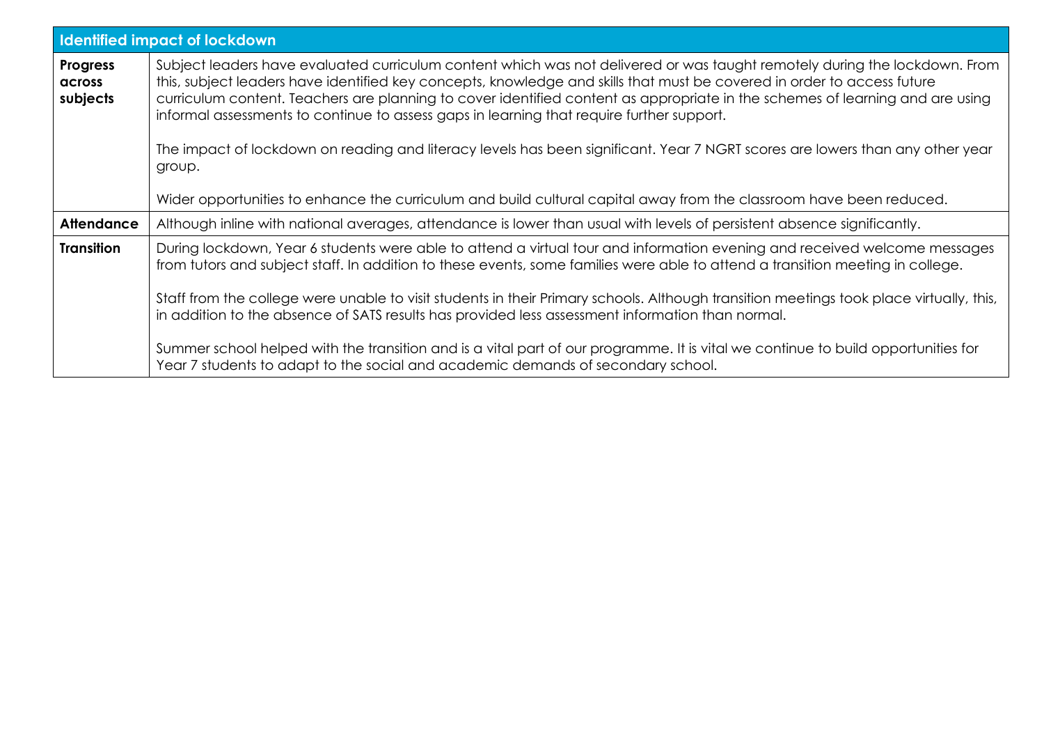| Identified impact of lockdown | |
|---|---|
| **Progress across subjects** | Subject leaders have evaluated curriculum content which was not delivered or was taught remotely during the lockdown. From this, subject leaders have identified key concepts, knowledge and skills that must be covered in order to access future curriculum content. Teachers are planning to cover identified content as appropriate in the schemes of learning and are using informal assessments to continue to assess gaps in learning that require further support.<br><br>The impact of lockdown on reading and literacy levels has been significant. Year 7 NGRT scores are lowers than any other year group.<br><br>Wider opportunities to enhance the curriculum and build cultural capital away from the classroom have been reduced. |
| **Attendance** | Although inline with national averages, attendance is lower than usual with levels of persistent absence significantly. |
| **Transition** | During lockdown, Year 6 students were able to attend a virtual tour and information evening and received welcome messages from tutors and subject staff. In addition to these events, some families were able to attend a transition meeting in college.<br><br>Staff from the college were unable to visit students in their Primary schools. Although transition meetings took place virtually, this, in addition to the absence of SATS results has provided less assessment information than normal.<br><br>Summer school helped with the transition and is a vital part of our programme. It is vital we continue to build opportunities for Year 7 students to adapt to the social and academic demands of secondary school. |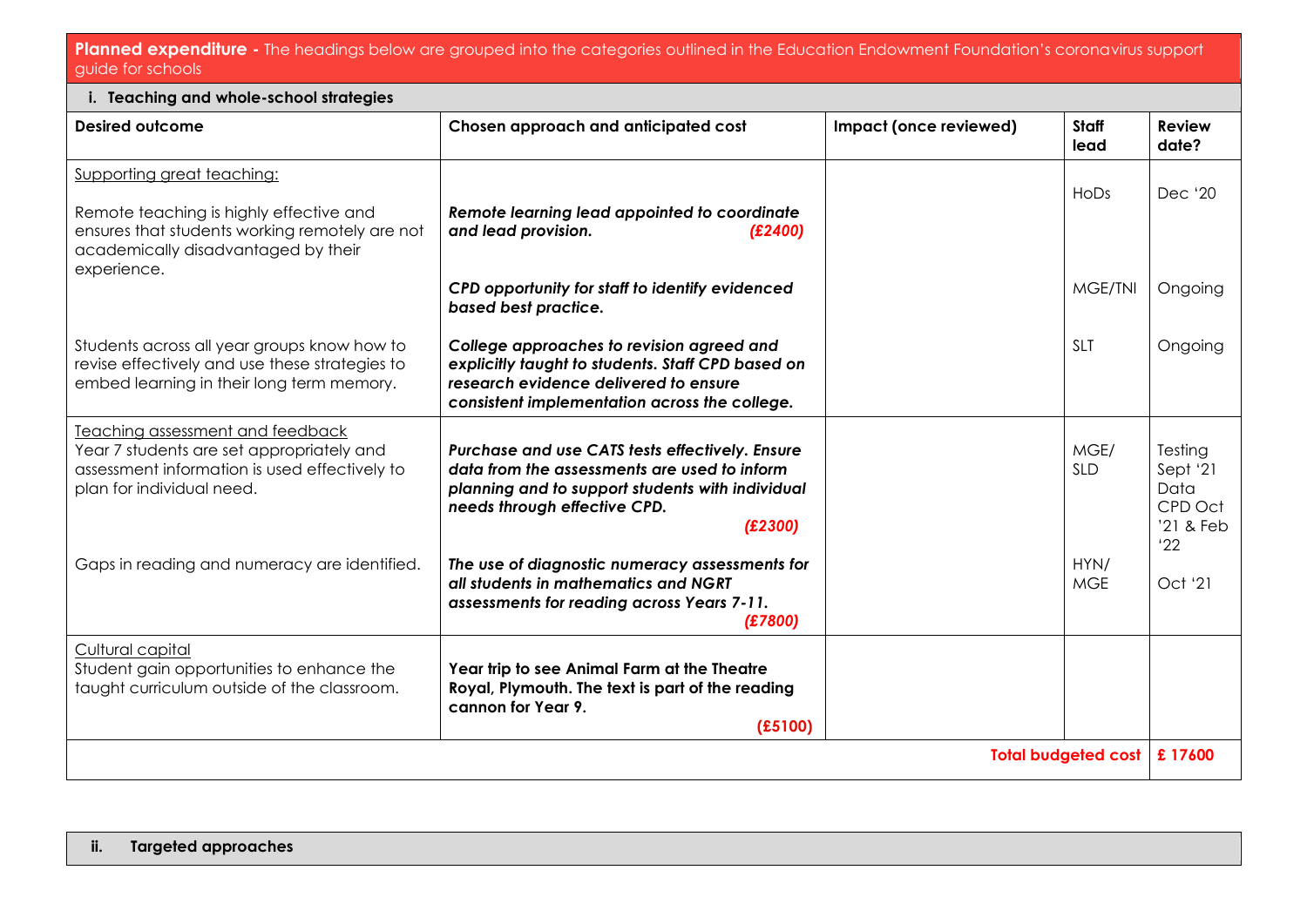**Planned expenditure -** The headings below are grouped into the categories outlined in the Education Endowment Foundation's coronavirus support guide for schools

**i. Teaching and whole-school strategies**

| Desired outcome | Chosen approach and anticipated cost | Impact (once reviewed) | Staff lead | Review date? |
|---|---|---|---|---|
| Supporting great teaching:<br><br>Remote teaching is highly effective and ensures that students working remotely are not academically disadvantaged by their experience. | ***Remote learning lead appointed to coordinate and lead provision. (£2400)*** | | HoDs | Dec '20 |
| | ***CPD opportunity for staff to identify evidenced based best practice.*** | | MGE/TNI | Ongoing |
| Students across all year groups know how to revise effectively and use these strategies to embed learning in their long term memory. | ***College approaches to revision agreed and explicitly taught to students. Staff CPD based on research evidence delivered to ensure consistent implementation across the college.*** | | SLT | Ongoing |
| Teaching assessment and feedback<br>Year 7 students are set appropriately and assessment information is used effectively to plan for individual need. | ***Purchase and use CATS tests effectively. Ensure data from the assessments are used to inform planning and to support students with individual needs through effective CPD. (£2300)*** | | MGE/ SLD | Testing Sept '21 Data CPD Oct '21 & Feb '22 |
| Gaps in reading and numeracy are identified. | ***The use of diagnostic numeracy assessments for all students in mathematics and NGRT assessments for reading across Years 7-11. (£7800)*** | | HYN/ MGE | Oct '21 |
| Cultural capital<br>Student gain opportunities to enhance the taught curriculum outside of the classroom. | **Year trip to see Animal Farm at the Theatre Royal, Plymouth. The text is part of the reading cannon for Year 9. (£5100)** | | | |
| | | | **Total budgeted cost** | **£ 17600** |

**ii. Targeted approaches**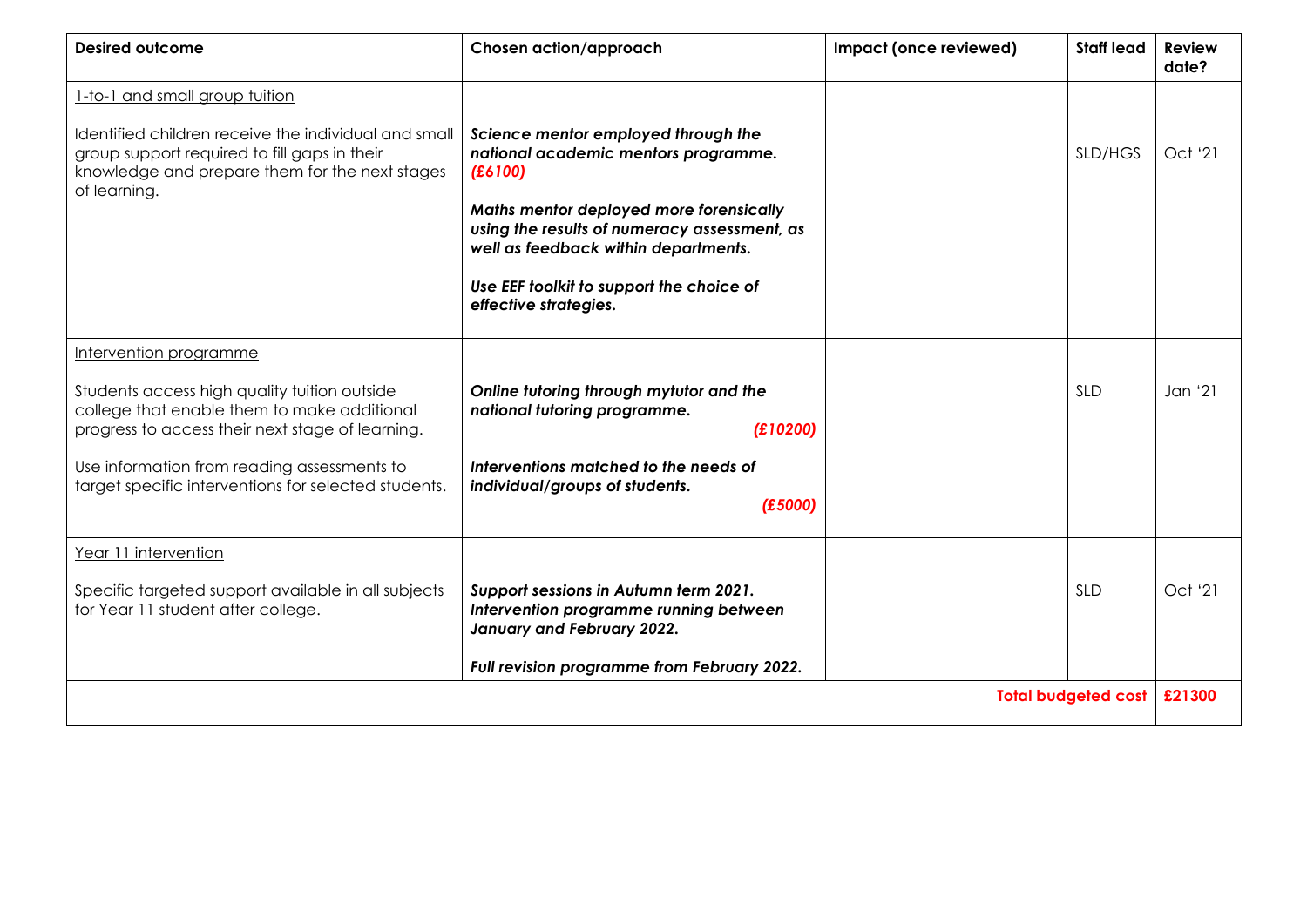| Desired outcome | Chosen action/approach | Impact (once reviewed) | Staff lead | Review date? |
|---|---|---|---|---|
| 1-to-1 and small group tuition<br><br>Identified children receive the individual and small group support required to fill gaps in their knowledge and prepare them for the next stages of learning. | ***Science mentor employed through the national academic mentors programme. (£6100)***<br><br>***Maths mentor deployed more forensically using the results of numeracy assessment, as well as feedback within departments.***<br><br>***Use EEF toolkit to support the choice of effective strategies.*** | | SLD/HGS | Oct '21 |
| Intervention programme<br><br>Students access high quality tuition outside college that enable them to make additional progress to access their next stage of learning.<br><br>Use information from reading assessments to target specific interventions for selected students. | ***Online tutoring through mytutor and the national tutoring programme. (£10200)***<br><br>***Interventions matched to the needs of individual/groups of students. (£5000)*** | | SLD | Jan '21 |
| Year 11 intervention<br><br>Specific targeted support available in all subjects for Year 11 student after college. | ***Support sessions in Autumn term 2021. Intervention programme running between January and February 2022.***<br><br>***Full revision programme from February 2022.*** | | SLD | Oct '21 |
| | | | **Total budgeted cost** | **£21300** |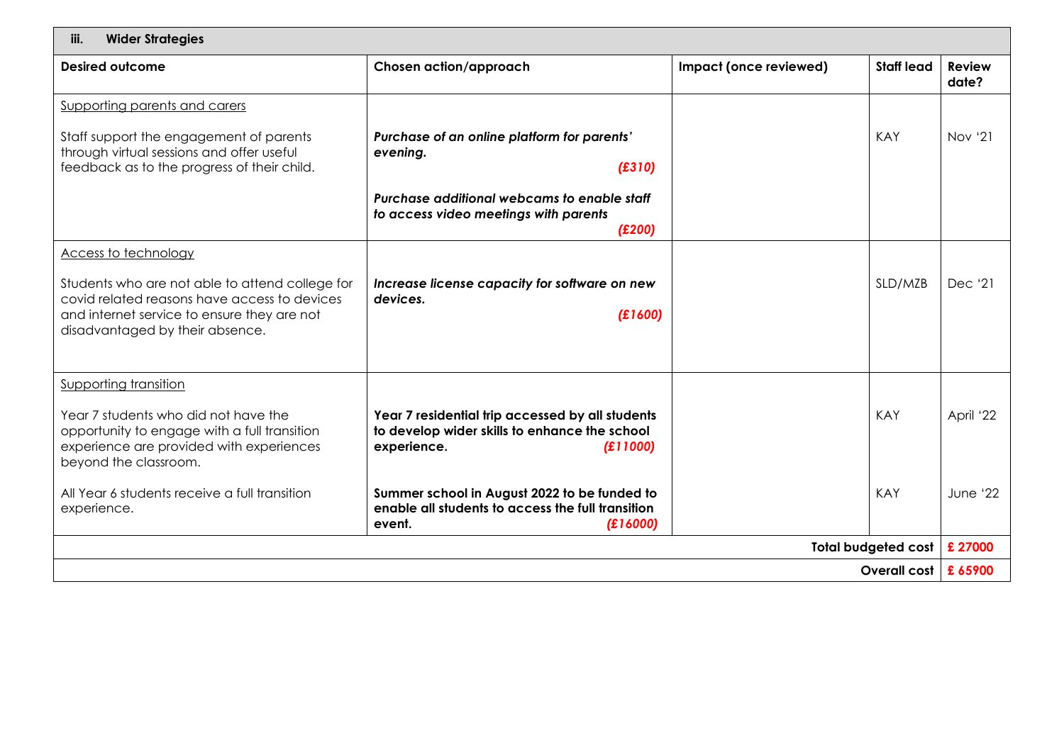| **iii. Wider Strategies** | | | | |
|---|---|---|---|---|
| **Desired outcome** | **Chosen action/approach** | **Impact (once reviewed)** | **Staff lead** | **Review date?** |
| Supporting parents and carers<br><br>Staff support the engagement of parents through virtual sessions and offer useful feedback as to the progress of their child. | ***Purchase of an online platform for parents' evening.*** ***(£310)*** | | KAY | Nov '21 |
| | ***Purchase additional webcams to enable staff to access video meetings with parents*** ***(£200)*** | | | |
| Access to technology<br><br>Students who are not able to attend college for covid related reasons have access to devices and internet service to ensure they are not disadvantaged by their absence. | ***Increase license capacity for software on new devices.*** ***(£1600)*** | | SLD/MZB | Dec '21 |
| Supporting transition<br><br>Year 7 students who did not have the opportunity to engage with a full transition experience are provided with experiences beyond the classroom. | **Year 7 residential trip accessed by all students to develop wider skills to enhance the school experience.** ***(£11000)*** | | KAY | April '22 |
| All Year 6 students receive a full transition experience. | **Summer school in August 2022 to be funded to enable all students to access the full transition event.** ***(£16000)*** | | KAY | June '22 |
| | | | **Total budgeted cost** | **£ 27000** |
| | | | **Overall cost** | **£ 65900** |